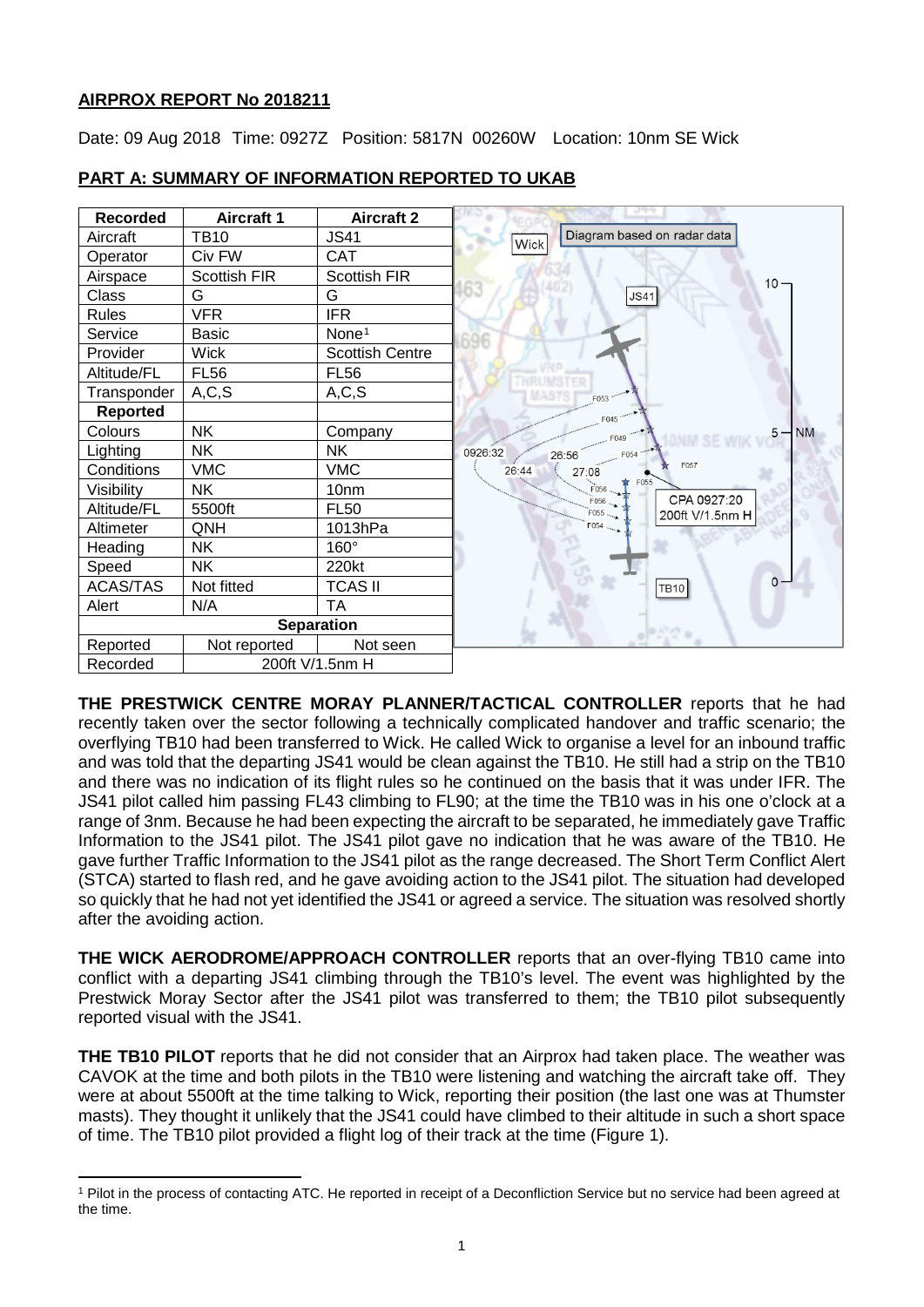**AIRPROX REPORT No 2018211**

Date: 09 Aug 2018 Time: 0927Z Position: 5817N 00260W Location: 10nm SE Wick

## PART A: SUMMARY OF INFORMATION REPORTED TO UKAB

| Recorded | Aircraft 1 | Aircraft 2 |
|---|---|---|
| Aircraft | TB10 | JS41 |
| Operator | Civ FW | CAT |
| Airspace | Scottish FIR | Scottish FIR |
| Class | G | G |
| Rules | VFR | IFR |
| Service | Basic | None[1] |
| Provider | Wick | Scottish Centre |
| Altitude/FL | FL56 | FL56 |
| Transponder | A,C,S | A,C,S |
| **Reported** | | |
| Colours | NK | Company |
| Lighting | NK | NK |
| Conditions | VMC | VMC |
| Visibility | NK | 10nm |
| Altitude/FL | 5500ft | FL50 |
| Altimeter | QNH | 1013hPa |
| Heading | NK | 160° |
| Speed | NK | 220kt |
| ACAS/TAS | Not fitted | TCAS II |
| Alert | N/A | TA |
| **Separation** | | |
| Reported | Not reported | Not seen |
| Recorded | 200ft V/1.5nm H | |

Diagram based on radar data

Wick

JS41

TB10

0926:32

26:44

26:56

27:08

F053 F045 F049 F054 F057 F055 F056 F056 F055 F054

CPA 0927:20
200ft V/1.5nm H

10NM SE WIK

10

5 NM

0

**THE PRESTWICK CENTRE MORAY PLANNER/TACTICAL CONTROLLER** reports that he had recently taken over the sector following a technically complicated handover and traffic scenario; the overflying TB10 had been transferred to Wick. He called Wick to organise a level for an inbound traffic and was told that the departing JS41 would be clean against the TB10. He still had a strip on the TB10 and there was no indication of its flight rules so he continued on the basis that it was under IFR. The JS41 pilot called him passing FL43 climbing to FL90; at the time the TB10 was in his one o'clock at a range of 3nm. Because he had been expecting the aircraft to be separated, he immediately gave Traffic Information to the JS41 pilot. The JS41 pilot gave no indication that he was aware of the TB10. He gave further Traffic Information to the JS41 pilot as the range decreased. The Short Term Conflict Alert (STCA) started to flash red, and he gave avoiding action to the JS41 pilot. The situation had developed so quickly that he had not yet identified the JS41 or agreed a service. The situation was resolved shortly after the avoiding action.

**THE WICK AERODROME/APPROACH CONTROLLER** reports that an over-flying TB10 came into conflict with a departing JS41 climbing through the TB10's level. The event was highlighted by the Prestwick Moray Sector after the JS41 pilot was transferred to them; the TB10 pilot subsequently reported visual with the JS41.

**THE TB10 PILOT** reports that he did not consider that an Airprox had taken place. The weather was CAVOK at the time and both pilots in the TB10 were listening and watching the aircraft take off. They were at about 5500ft at the time talking to Wick, reporting their position (the last one was at Thumster masts). They thought it unlikely that the JS41 could have climbed to their altitude in such a short space of time. The TB10 pilot provided a flight log of their track at the time (Figure 1).

[1] Pilot in the process of contacting ATC. He reported in receipt of a Deconfliction Service but no service had been agreed at the time.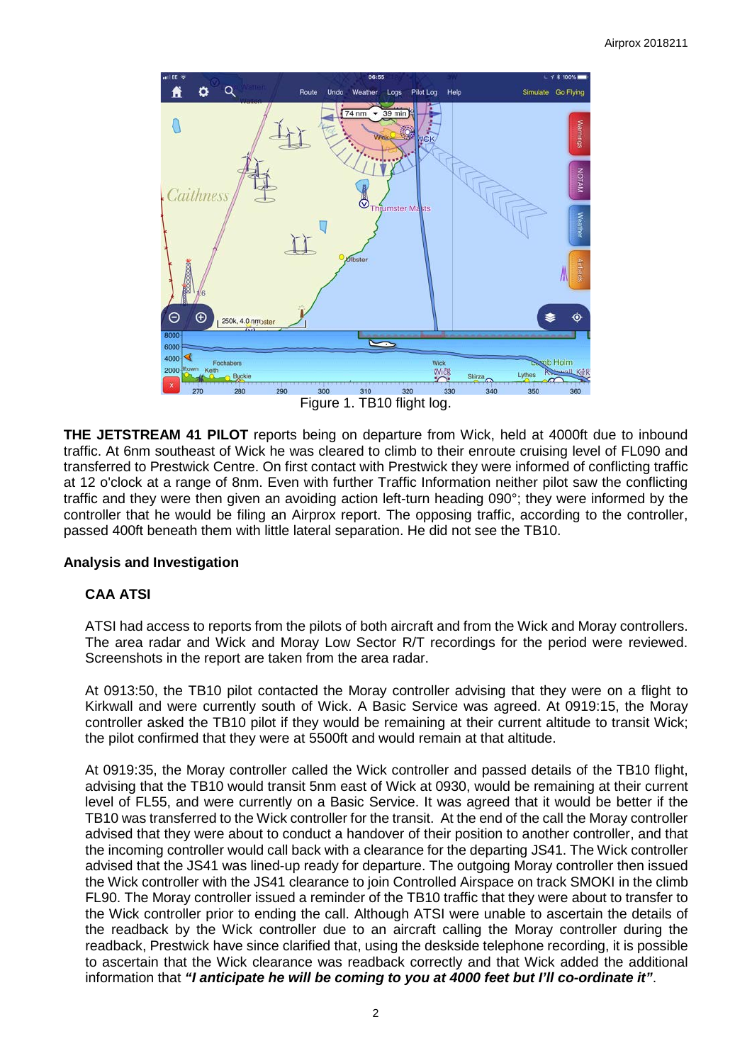Figure 1. TB10 flight log.

**THE JETSTREAM 41 PILOT** reports being on departure from Wick, held at 4000ft due to inbound traffic. At 6nm southeast of Wick he was cleared to climb to their enroute cruising level of FL090 and transferred to Prestwick Centre. On first contact with Prestwick they were informed of conflicting traffic at 12 o'clock at a range of 8nm. Even with further Traffic Information neither pilot saw the conflicting traffic and they were then given an avoiding action left-turn heading 090°; they were informed by the controller that he would be filing an Airprox report. The opposing traffic, according to the controller, passed 400ft beneath them with little lateral separation. He did not see the TB10.

## Analysis and Investigation

### CAA ATSI

ATSI had access to reports from the pilots of both aircraft and from the Wick and Moray controllers. The area radar and Wick and Moray Low Sector R/T recordings for the period were reviewed. Screenshots in the report are taken from the area radar.

At 0913:50, the TB10 pilot contacted the Moray controller advising that they were on a flight to Kirkwall and were currently south of Wick. A Basic Service was agreed. At 0919:15, the Moray controller asked the TB10 pilot if they would be remaining at their current altitude to transit Wick; the pilot confirmed that they were at 5500ft and would remain at that altitude.

At 0919:35, the Moray controller called the Wick controller and passed details of the TB10 flight, advising that the TB10 would transit 5nm east of Wick at 0930, would be remaining at their current level of FL55, and were currently on a Basic Service. It was agreed that it would be better if the TB10 was transferred to the Wick controller for the transit. At the end of the call the Moray controller advised that they were about to conduct a handover of their position to another controller, and that the incoming controller would call back with a clearance for the departing JS41. The Wick controller advised that the JS41 was lined-up ready for departure. The outgoing Moray controller then issued the Wick controller with the JS41 clearance to join Controlled Airspace on track SMOKI in the climb FL90. The Moray controller issued a reminder of the TB10 traffic that they were about to transfer to the Wick controller prior to ending the call. Although ATSI were unable to ascertain the details of the readback by the Wick controller due to an aircraft calling the Moray controller during the readback, Prestwick have since clarified that, using the deskside telephone recording, it is possible to ascertain that the Wick clearance was readback correctly and that Wick added the additional information that ***"I anticipate he will be coming to you at 4000 feet but I'll co-ordinate it"***.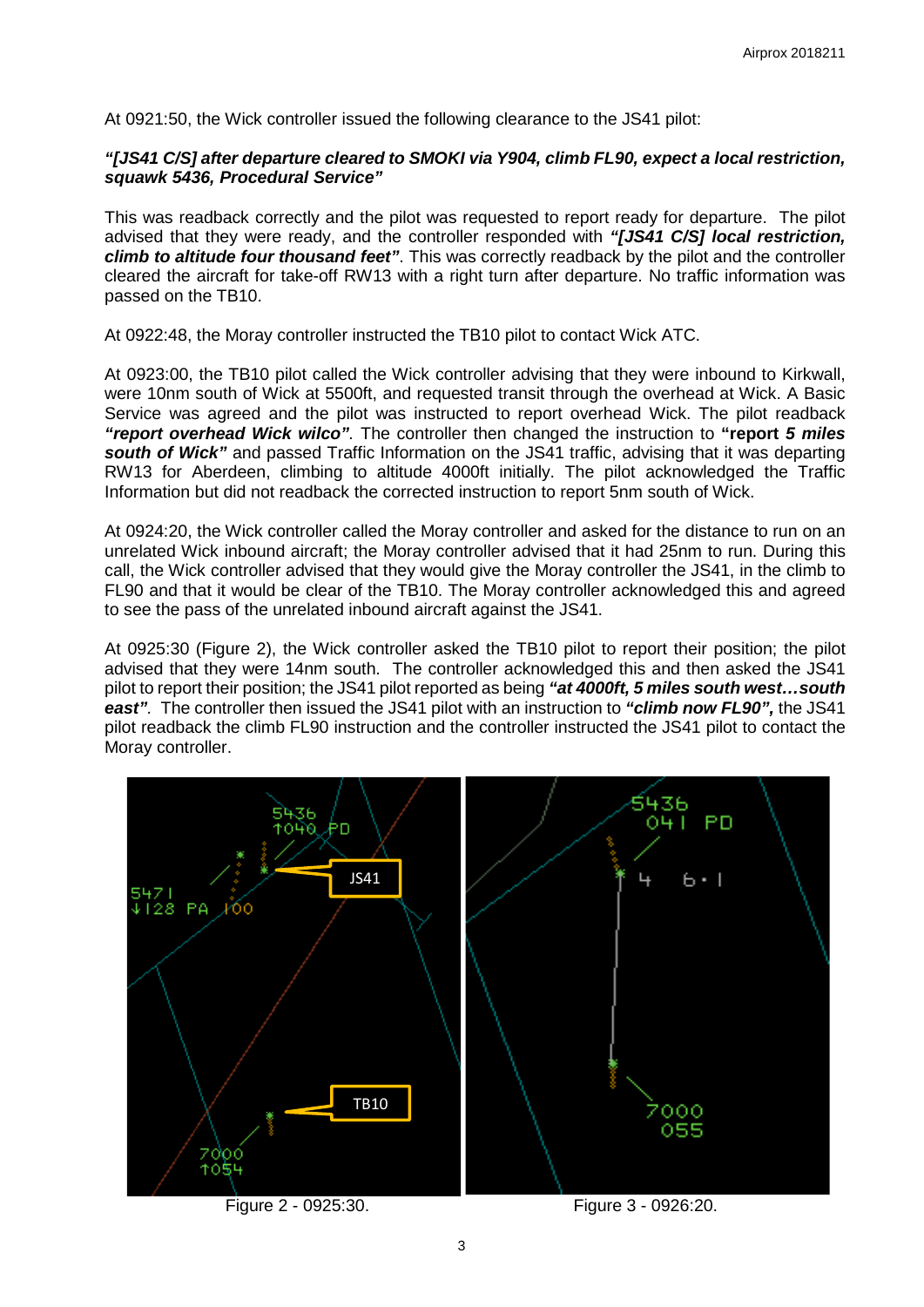At 0921:50, the Wick controller issued the following clearance to the JS41 pilot:

***"[JS41 C/S] after departure cleared to SMOKI via Y904, climb FL90, expect a local restriction, squawk 5436, Procedural Service"***

This was readback correctly and the pilot was requested to report ready for departure. The pilot advised that they were ready, and the controller responded with ***"[JS41 C/S] local restriction, climb to altitude four thousand feet"***. This was correctly readback by the pilot and the controller cleared the aircraft for take-off RW13 with a right turn after departure. No traffic information was passed on the TB10.

At 0922:48, the Moray controller instructed the TB10 pilot to contact Wick ATC.

At 0923:00, the TB10 pilot called the Wick controller advising that they were inbound to Kirkwall, were 10nm south of Wick at 5500ft, and requested transit through the overhead at Wick. A Basic Service was agreed and the pilot was instructed to report overhead Wick. The pilot readback ***"report overhead Wick wilco"***. The controller then changed the instruction to **"report *5 miles south of Wick"*** and passed Traffic Information on the JS41 traffic, advising that it was departing RW13 for Aberdeen, climbing to altitude 4000ft initially. The pilot acknowledged the Traffic Information but did not readback the corrected instruction to report 5nm south of Wick.

At 0924:20, the Wick controller called the Moray controller and asked for the distance to run on an unrelated Wick inbound aircraft; the Moray controller advised that it had 25nm to run. During this call, the Wick controller advised that they would give the Moray controller the JS41, in the climb to FL90 and that it would be clear of the TB10. The Moray controller acknowledged this and agreed to see the pass of the unrelated inbound aircraft against the JS41.

At 0925:30 (Figure 2), the Wick controller asked the TB10 pilot to report their position; the pilot advised that they were 14nm south. The controller acknowledged this and then asked the JS41 pilot to report their position; the JS41 pilot reported as being ***"at 4000ft, 5 miles south west…south east"***. The controller then issued the JS41 pilot with an instruction to ***"climb now FL90",*** the JS41 pilot readback the climb FL90 instruction and the controller instructed the JS41 pilot to contact the Moray controller.

Figure 2 - 0925:30.

Figure 3 - 0926:20.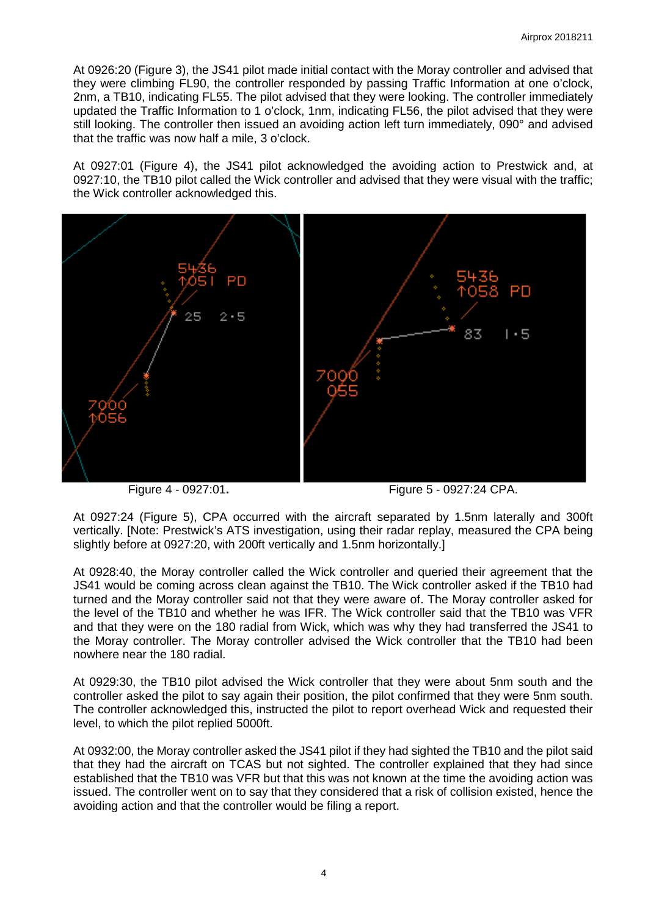At 0926:20 (Figure 3), the JS41 pilot made initial contact with the Moray controller and advised that they were climbing FL90, the controller responded by passing Traffic Information at one o'clock, 2nm, a TB10, indicating FL55. The pilot advised that they were looking. The controller immediately updated the Traffic Information to 1 o'clock, 1nm, indicating FL56, the pilot advised that they were still looking. The controller then issued an avoiding action left turn immediately, 090° and advised that the traffic was now half a mile, 3 o'clock.

At 0927:01 (Figure 4), the JS41 pilot acknowledged the avoiding action to Prestwick and, at 0927:10, the TB10 pilot called the Wick controller and advised that they were visual with the traffic; the Wick controller acknowledged this.

5436
↑051 PD
25 2·5
7000
↑056

Figure 4 - 0927:01.

5436
↑058 PD
83 1·5
7000
055

Figure 5 - 0927:24 CPA.

At 0927:24 (Figure 5), CPA occurred with the aircraft separated by 1.5nm laterally and 300ft vertically. [Note: Prestwick's ATS investigation, using their radar replay, measured the CPA being slightly before at 0927:20, with 200ft vertically and 1.5nm horizontally.]

At 0928:40, the Moray controller called the Wick controller and queried their agreement that the JS41 would be coming across clean against the TB10. The Wick controller asked if the TB10 had turned and the Moray controller said not that they were aware of. The Moray controller asked for the level of the TB10 and whether he was IFR. The Wick controller said that the TB10 was VFR and that they were on the 180 radial from Wick, which was why they had transferred the JS41 to the Moray controller. The Moray controller advised the Wick controller that the TB10 had been nowhere near the 180 radial.

At 0929:30, the TB10 pilot advised the Wick controller that they were about 5nm south and the controller asked the pilot to say again their position, the pilot confirmed that they were 5nm south. The controller acknowledged this, instructed the pilot to report overhead Wick and requested their level, to which the pilot replied 5000ft.

At 0932:00, the Moray controller asked the JS41 pilot if they had sighted the TB10 and the pilot said that they had the aircraft on TCAS but not sighted. The controller explained that they had since established that the TB10 was VFR but that this was not known at the time the avoiding action was issued. The controller went on to say that they considered that a risk of collision existed, hence the avoiding action and that the controller would be filing a report.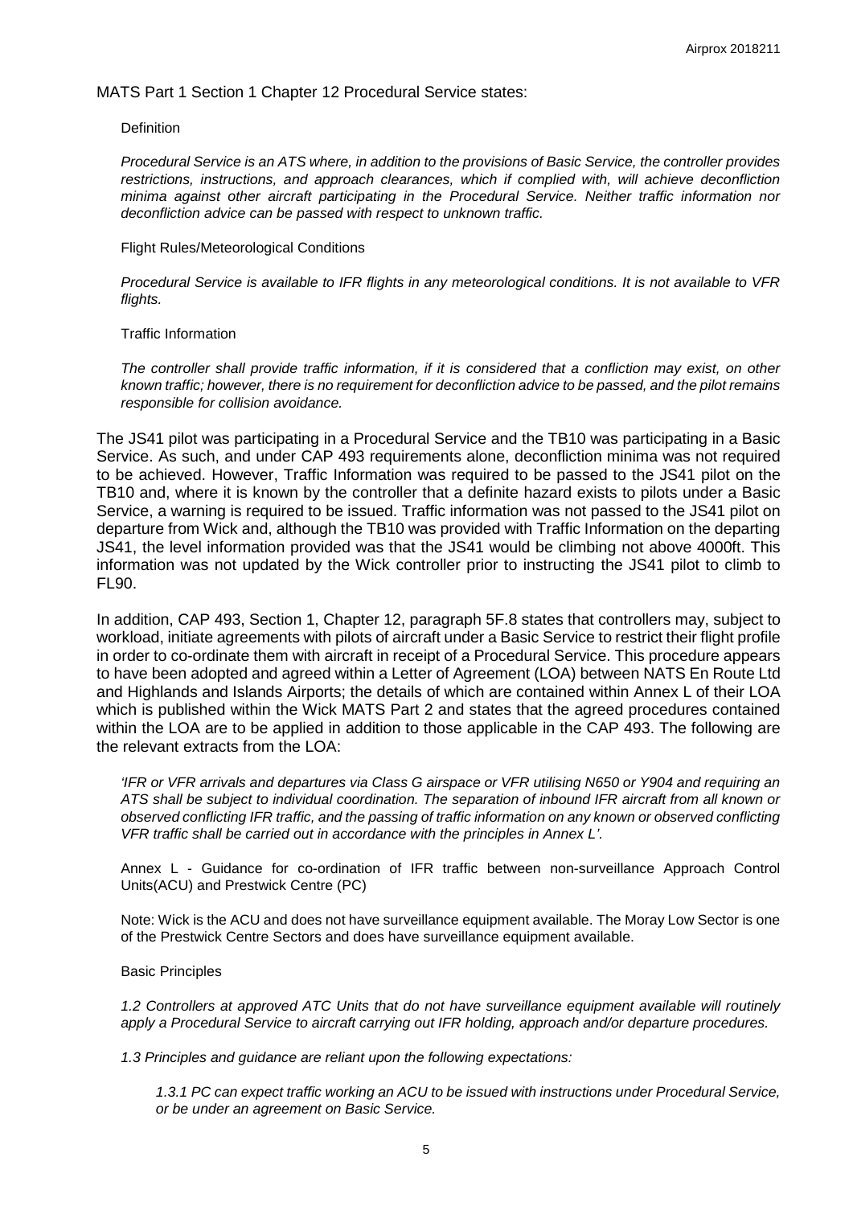MATS Part 1 Section 1 Chapter 12 Procedural Service states:

Definition

*Procedural Service is an ATS where, in addition to the provisions of Basic Service, the controller provides restrictions, instructions, and approach clearances, which if complied with, will achieve deconfliction minima against other aircraft participating in the Procedural Service. Neither traffic information nor deconfliction advice can be passed with respect to unknown traffic.*

Flight Rules/Meteorological Conditions

*Procedural Service is available to IFR flights in any meteorological conditions. It is not available to VFR flights.*

Traffic Information

*The controller shall provide traffic information, if it is considered that a confliction may exist, on other known traffic; however, there is no requirement for deconfliction advice to be passed, and the pilot remains responsible for collision avoidance.*

The JS41 pilot was participating in a Procedural Service and the TB10 was participating in a Basic Service. As such, and under CAP 493 requirements alone, deconfliction minima was not required to be achieved. However, Traffic Information was required to be passed to the JS41 pilot on the TB10 and, where it is known by the controller that a definite hazard exists to pilots under a Basic Service, a warning is required to be issued. Traffic information was not passed to the JS41 pilot on departure from Wick and, although the TB10 was provided with Traffic Information on the departing JS41, the level information provided was that the JS41 would be climbing not above 4000ft. This information was not updated by the Wick controller prior to instructing the JS41 pilot to climb to FL90.

In addition, CAP 493, Section 1, Chapter 12, paragraph 5F.8 states that controllers may, subject to workload, initiate agreements with pilots of aircraft under a Basic Service to restrict their flight profile in order to co-ordinate them with aircraft in receipt of a Procedural Service. This procedure appears to have been adopted and agreed within a Letter of Agreement (LOA) between NATS En Route Ltd and Highlands and Islands Airports; the details of which are contained within Annex L of their LOA which is published within the Wick MATS Part 2 and states that the agreed procedures contained within the LOA are to be applied in addition to those applicable in the CAP 493. The following are the relevant extracts from the LOA:

*'IFR or VFR arrivals and departures via Class G airspace or VFR utilising N650 or Y904 and requiring an ATS shall be subject to individual coordination. The separation of inbound IFR aircraft from all known or observed conflicting IFR traffic, and the passing of traffic information on any known or observed conflicting VFR traffic shall be carried out in accordance with the principles in Annex L'.*

Annex L - Guidance for co-ordination of IFR traffic between non-surveillance Approach Control Units(ACU) and Prestwick Centre (PC)

Note: Wick is the ACU and does not have surveillance equipment available. The Moray Low Sector is one of the Prestwick Centre Sectors and does have surveillance equipment available.

Basic Principles

*1.2 Controllers at approved ATC Units that do not have surveillance equipment available will routinely apply a Procedural Service to aircraft carrying out IFR holding, approach and/or departure procedures.*

*1.3 Principles and guidance are reliant upon the following expectations:*

> *1.3.1 PC can expect traffic working an ACU to be issued with instructions under Procedural Service, or be under an agreement on Basic Service.*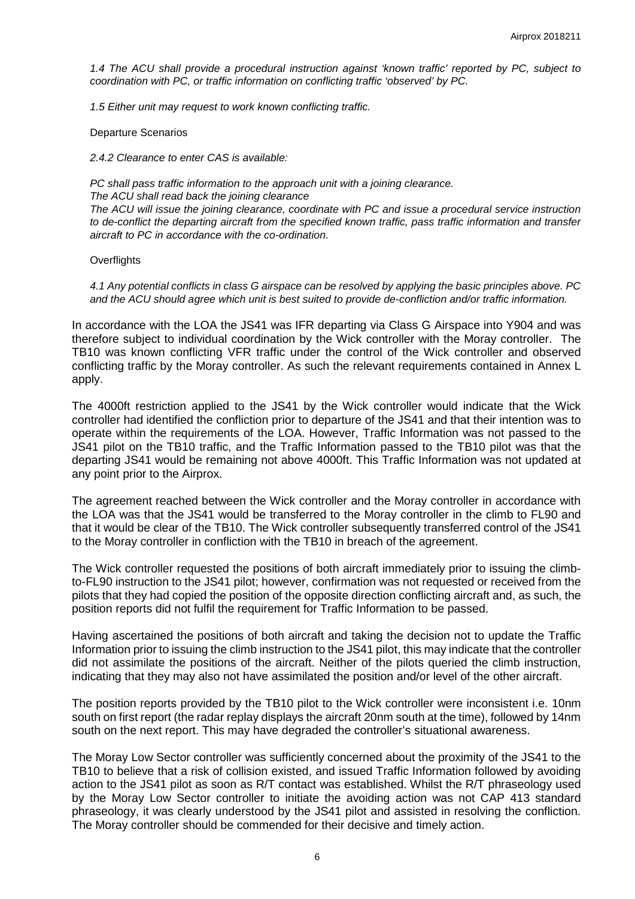*1.4 The ACU shall provide a procedural instruction against 'known traffic' reported by PC, subject to coordination with PC, or traffic information on conflicting traffic 'observed' by PC.*

*1.5 Either unit may request to work known conflicting traffic.*

Departure Scenarios

*2.4.2 Clearance to enter CAS is available:*

*PC shall pass traffic information to the approach unit with a joining clearance.*
*The ACU shall read back the joining clearance*
*The ACU will issue the joining clearance, coordinate with PC and issue a procedural service instruction to de-conflict the departing aircraft from the specified known traffic, pass traffic information and transfer aircraft to PC in accordance with the co-ordination.*

Overflights

*4.1 Any potential conflicts in class G airspace can be resolved by applying the basic principles above. PC and the ACU should agree which unit is best suited to provide de-confliction and/or traffic information.*

In accordance with the LOA the JS41 was IFR departing via Class G Airspace into Y904 and was therefore subject to individual coordination by the Wick controller with the Moray controller. The TB10 was known conflicting VFR traffic under the control of the Wick controller and observed conflicting traffic by the Moray controller. As such the relevant requirements contained in Annex L apply.

The 4000ft restriction applied to the JS41 by the Wick controller would indicate that the Wick controller had identified the confliction prior to departure of the JS41 and that their intention was to operate within the requirements of the LOA. However, Traffic Information was not passed to the JS41 pilot on the TB10 traffic, and the Traffic Information passed to the TB10 pilot was that the departing JS41 would be remaining not above 4000ft. This Traffic Information was not updated at any point prior to the Airprox.

The agreement reached between the Wick controller and the Moray controller in accordance with the LOA was that the JS41 would be transferred to the Moray controller in the climb to FL90 and that it would be clear of the TB10. The Wick controller subsequently transferred control of the JS41 to the Moray controller in confliction with the TB10 in breach of the agreement.

The Wick controller requested the positions of both aircraft immediately prior to issuing the climb-to-FL90 instruction to the JS41 pilot; however, confirmation was not requested or received from the pilots that they had copied the position of the opposite direction conflicting aircraft and, as such, the position reports did not fulfil the requirement for Traffic Information to be passed.

Having ascertained the positions of both aircraft and taking the decision not to update the Traffic Information prior to issuing the climb instruction to the JS41 pilot, this may indicate that the controller did not assimilate the positions of the aircraft. Neither of the pilots queried the climb instruction, indicating that they may also not have assimilated the position and/or level of the other aircraft.

The position reports provided by the TB10 pilot to the Wick controller were inconsistent i.e. 10nm south on first report (the radar replay displays the aircraft 20nm south at the time), followed by 14nm south on the next report. This may have degraded the controller's situational awareness.

The Moray Low Sector controller was sufficiently concerned about the proximity of the JS41 to the TB10 to believe that a risk of collision existed, and issued Traffic Information followed by avoiding action to the JS41 pilot as soon as R/T contact was established. Whilst the R/T phraseology used by the Moray Low Sector controller to initiate the avoiding action was not CAP 413 standard phraseology, it was clearly understood by the JS41 pilot and assisted in resolving the confliction. The Moray controller should be commended for their decisive and timely action.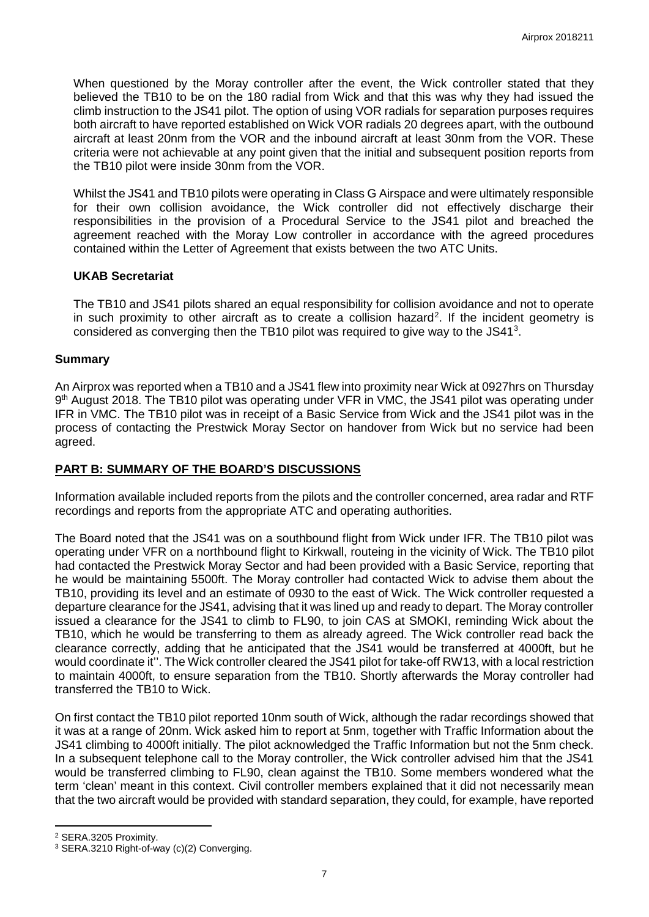When questioned by the Moray controller after the event, the Wick controller stated that they believed the TB10 to be on the 180 radial from Wick and that this was why they had issued the climb instruction to the JS41 pilot. The option of using VOR radials for separation purposes requires both aircraft to have reported established on Wick VOR radials 20 degrees apart, with the outbound aircraft at least 20nm from the VOR and the inbound aircraft at least 30nm from the VOR. These criteria were not achievable at any point given that the initial and subsequent position reports from the TB10 pilot were inside 30nm from the VOR.

Whilst the JS41 and TB10 pilots were operating in Class G Airspace and were ultimately responsible for their own collision avoidance, the Wick controller did not effectively discharge their responsibilities in the provision of a Procedural Service to the JS41 pilot and breached the agreement reached with the Moray Low controller in accordance with the agreed procedures contained within the Letter of Agreement that exists between the two ATC Units.

### UKAB Secretariat

The TB10 and JS41 pilots shared an equal responsibility for collision avoidance and not to operate in such proximity to other aircraft as to create a collision hazard[2]. If the incident geometry is considered as converging then the TB10 pilot was required to give way to the JS41[3].

## Summary

An Airprox was reported when a TB10 and a JS41 flew into proximity near Wick at 0927hrs on Thursday 9th August 2018. The TB10 pilot was operating under VFR in VMC, the JS41 pilot was operating under IFR in VMC. The TB10 pilot was in receipt of a Basic Service from Wick and the JS41 pilot was in the process of contacting the Prestwick Moray Sector on handover from Wick but no service had been agreed.

## PART B: SUMMARY OF THE BOARD'S DISCUSSIONS

Information available included reports from the pilots and the controller concerned, area radar and RTF recordings and reports from the appropriate ATC and operating authorities.

The Board noted that the JS41 was on a southbound flight from Wick under IFR. The TB10 pilot was operating under VFR on a northbound flight to Kirkwall, routeing in the vicinity of Wick. The TB10 pilot had contacted the Prestwick Moray Sector and had been provided with a Basic Service, reporting that he would be maintaining 5500ft. The Moray controller had contacted Wick to advise them about the TB10, providing its level and an estimate of 0930 to the east of Wick. The Wick controller requested a departure clearance for the JS41, advising that it was lined up and ready to depart. The Moray controller issued a clearance for the JS41 to climb to FL90, to join CAS at SMOKI, reminding Wick about the TB10, which he would be transferring to them as already agreed. The Wick controller read back the clearance correctly, adding that he anticipated that the JS41 would be transferred at 4000ft, but he would coordinate it''. The Wick controller cleared the JS41 pilot for take-off RW13, with a local restriction to maintain 4000ft, to ensure separation from the TB10. Shortly afterwards the Moray controller had transferred the TB10 to Wick.

On first contact the TB10 pilot reported 10nm south of Wick, although the radar recordings showed that it was at a range of 20nm. Wick asked him to report at 5nm, together with Traffic Information about the JS41 climbing to 4000ft initially. The pilot acknowledged the Traffic Information but not the 5nm check. In a subsequent telephone call to the Moray controller, the Wick controller advised him that the JS41 would be transferred climbing to FL90, clean against the TB10. Some members wondered what the term 'clean' meant in this context. Civil controller members explained that it did not necessarily mean that the two aircraft would be provided with standard separation, they could, for example, have reported

[2] SERA.3205 Proximity.

[3] SERA.3210 Right-of-way (c)(2) Converging.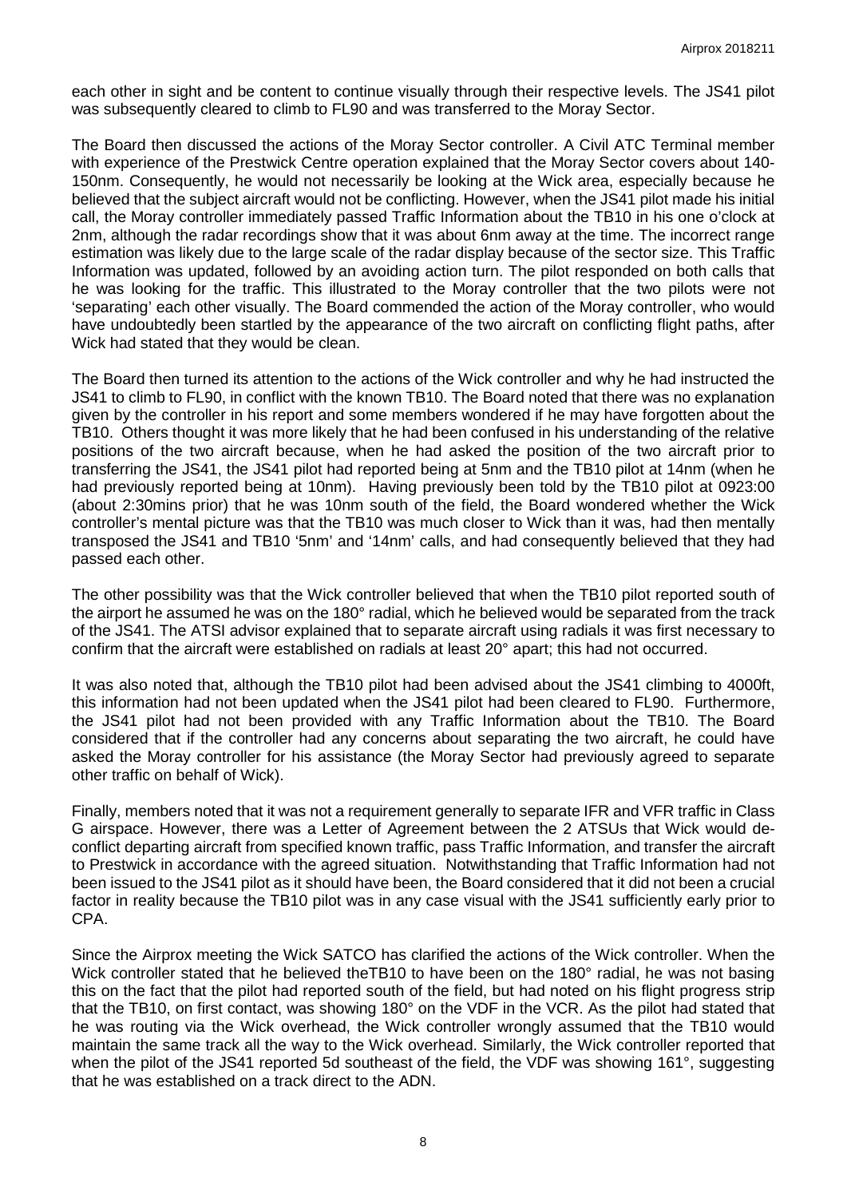each other in sight and be content to continue visually through their respective levels. The JS41 pilot was subsequently cleared to climb to FL90 and was transferred to the Moray Sector.

The Board then discussed the actions of the Moray Sector controller. A Civil ATC Terminal member with experience of the Prestwick Centre operation explained that the Moray Sector covers about 140-150nm. Consequently, he would not necessarily be looking at the Wick area, especially because he believed that the subject aircraft would not be conflicting. However, when the JS41 pilot made his initial call, the Moray controller immediately passed Traffic Information about the TB10 in his one o'clock at 2nm, although the radar recordings show that it was about 6nm away at the time. The incorrect range estimation was likely due to the large scale of the radar display because of the sector size. This Traffic Information was updated, followed by an avoiding action turn. The pilot responded on both calls that he was looking for the traffic. This illustrated to the Moray controller that the two pilots were not 'separating' each other visually. The Board commended the action of the Moray controller, who would have undoubtedly been startled by the appearance of the two aircraft on conflicting flight paths, after Wick had stated that they would be clean.

The Board then turned its attention to the actions of the Wick controller and why he had instructed the JS41 to climb to FL90, in conflict with the known TB10. The Board noted that there was no explanation given by the controller in his report and some members wondered if he may have forgotten about the TB10. Others thought it was more likely that he had been confused in his understanding of the relative positions of the two aircraft because, when he had asked the position of the two aircraft prior to transferring the JS41, the JS41 pilot had reported being at 5nm and the TB10 pilot at 14nm (when he had previously reported being at 10nm). Having previously been told by the TB10 pilot at 0923:00 (about 2:30mins prior) that he was 10nm south of the field, the Board wondered whether the Wick controller's mental picture was that the TB10 was much closer to Wick than it was, had then mentally transposed the JS41 and TB10 '5nm' and '14nm' calls, and had consequently believed that they had passed each other.

The other possibility was that the Wick controller believed that when the TB10 pilot reported south of the airport he assumed he was on the 180° radial, which he believed would be separated from the track of the JS41. The ATSI advisor explained that to separate aircraft using radials it was first necessary to confirm that the aircraft were established on radials at least 20° apart; this had not occurred.

It was also noted that, although the TB10 pilot had been advised about the JS41 climbing to 4000ft, this information had not been updated when the JS41 pilot had been cleared to FL90. Furthermore, the JS41 pilot had not been provided with any Traffic Information about the TB10. The Board considered that if the controller had any concerns about separating the two aircraft, he could have asked the Moray controller for his assistance (the Moray Sector had previously agreed to separate other traffic on behalf of Wick).

Finally, members noted that it was not a requirement generally to separate IFR and VFR traffic in Class G airspace. However, there was a Letter of Agreement between the 2 ATSUs that Wick would de-conflict departing aircraft from specified known traffic, pass Traffic Information, and transfer the aircraft to Prestwick in accordance with the agreed situation. Notwithstanding that Traffic Information had not been issued to the JS41 pilot as it should have been, the Board considered that it did not been a crucial factor in reality because the TB10 pilot was in any case visual with the JS41 sufficiently early prior to CPA.

Since the Airprox meeting the Wick SATCO has clarified the actions of the Wick controller. When the Wick controller stated that he believed theTB10 to have been on the 180° radial, he was not basing this on the fact that the pilot had reported south of the field, but had noted on his flight progress strip that the TB10, on first contact, was showing 180° on the VDF in the VCR. As the pilot had stated that he was routing via the Wick overhead, the Wick controller wrongly assumed that the TB10 would maintain the same track all the way to the Wick overhead. Similarly, the Wick controller reported that when the pilot of the JS41 reported 5d southeast of the field, the VDF was showing 161°, suggesting that he was established on a track direct to the ADN.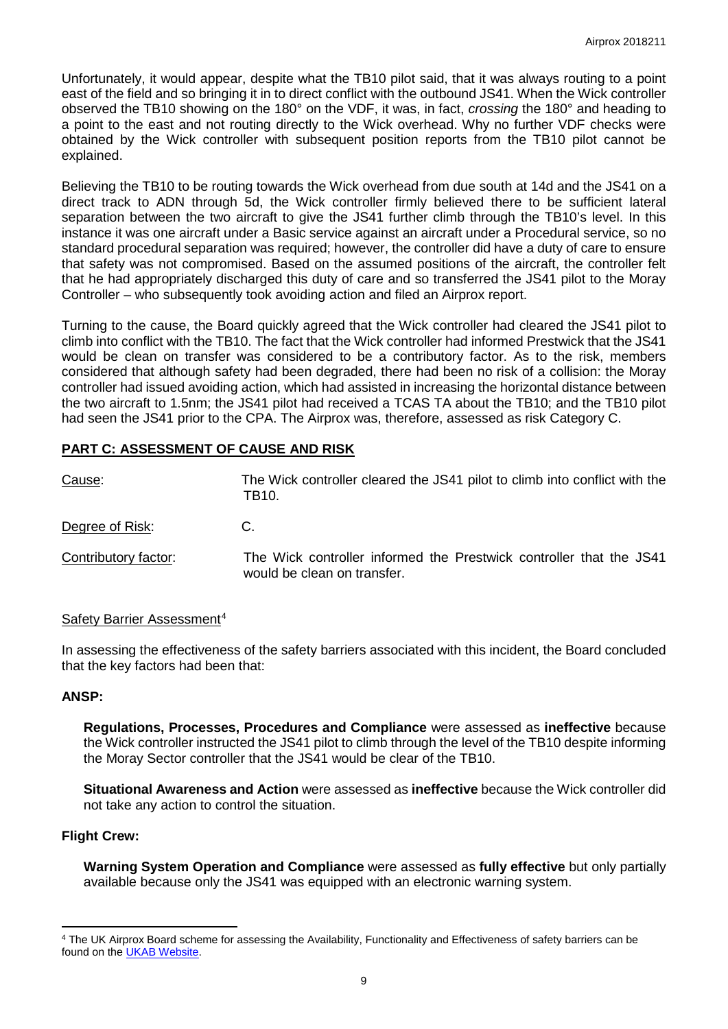Unfortunately, it would appear, despite what the TB10 pilot said, that it was always routing to a point east of the field and so bringing it in to direct conflict with the outbound JS41. When the Wick controller observed the TB10 showing on the 180° on the VDF, it was, in fact, *crossing* the 180° and heading to a point to the east and not routing directly to the Wick overhead. Why no further VDF checks were obtained by the Wick controller with subsequent position reports from the TB10 pilot cannot be explained.

Believing the TB10 to be routing towards the Wick overhead from due south at 14d and the JS41 on a direct track to ADN through 5d, the Wick controller firmly believed there to be sufficient lateral separation between the two aircraft to give the JS41 further climb through the TB10's level. In this instance it was one aircraft under a Basic service against an aircraft under a Procedural service, so no standard procedural separation was required; however, the controller did have a duty of care to ensure that safety was not compromised. Based on the assumed positions of the aircraft, the controller felt that he had appropriately discharged this duty of care and so transferred the JS41 pilot to the Moray Controller – who subsequently took avoiding action and filed an Airprox report.

Turning to the cause, the Board quickly agreed that the Wick controller had cleared the JS41 pilot to climb into conflict with the TB10. The fact that the Wick controller had informed Prestwick that the JS41 would be clean on transfer was considered to be a contributory factor. As to the risk, members considered that although safety had been degraded, there had been no risk of a collision: the Moray controller had issued avoiding action, which had assisted in increasing the horizontal distance between the two aircraft to 1.5nm; the JS41 pilot had received a TCAS TA about the TB10; and the TB10 pilot had seen the JS41 prior to the CPA. The Airprox was, therefore, assessed as risk Category C.

## PART C: ASSESSMENT OF CAUSE AND RISK

| | |
|---|---|
| Cause: | The Wick controller cleared the JS41 pilot to climb into conflict with the TB10. |
| Degree of Risk: | C. |
| Contributory factor: | The Wick controller informed the Prestwick controller that the JS41 would be clean on transfer. |

Safety Barrier Assessment[4]

In assessing the effectiveness of the safety barriers associated with this incident, the Board concluded that the key factors had been that:

### ANSP:

**Regulations, Processes, Procedures and Compliance** were assessed as **ineffective** because the Wick controller instructed the JS41 pilot to climb through the level of the TB10 despite informing the Moray Sector controller that the JS41 would be clear of the TB10.

**Situational Awareness and Action** were assessed as **ineffective** because the Wick controller did not take any action to control the situation.

### Flight Crew:

**Warning System Operation and Compliance** were assessed as **fully effective** but only partially available because only the JS41 was equipped with an electronic warning system.

[4] The UK Airprox Board scheme for assessing the Availability, Functionality and Effectiveness of safety barriers can be found on the UKAB Website.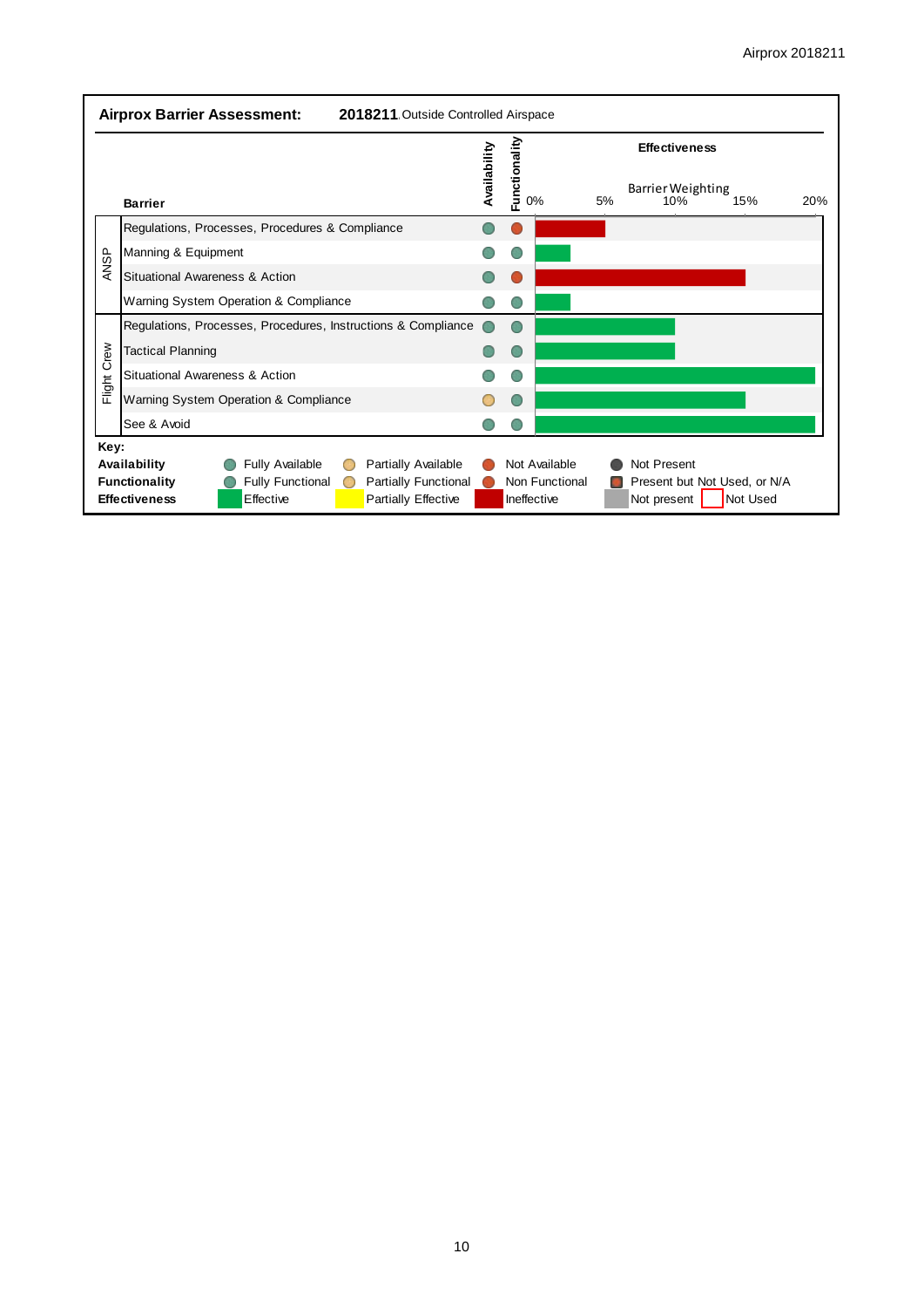**Airprox Barrier Assessment:** **2018211** Outside Controlled Airspace

| | Barrier | Availability | Functionality | Effectiveness |
|---|---|---|---|---|
| ANSP | Regulations, Processes, Procedures & Compliance | Fully Available | Non Functional | Ineffective |
| ANSP | Manning & Equipment | Fully Available | Fully Functional | Effective |
| ANSP | Situational Awareness & Action | Fully Available | Non Functional | Ineffective |
| ANSP | Warning System Operation & Compliance | Fully Available | Fully Functional | Effective |
| Flight Crew | Regulations, Processes, Procedures, Instructions & Compliance | Fully Available | Fully Functional | Effective |
| Flight Crew | Tactical Planning | Fully Available | Fully Functional | Effective |
| Flight Crew | Situational Awareness & Action | Fully Available | Fully Functional | Effective |
| Flight Crew | Warning System Operation & Compliance | Partially Available | Fully Functional | Effective |
| Flight Crew | See & Avoid | Fully Available | Fully Functional | Effective |

Effectiveness

Barrier Weighting

0%

5%

10%

15%

20%

**Key:**

**Availability**: Fully Available, Partially Available, Not Available, Not Present

**Functionality**: Fully Functional, Partially Functional, Non Functional, Present but Not Used, or N/A

**Effectiveness**: Effective, Partially Effective, Ineffective, Not present, Not Used